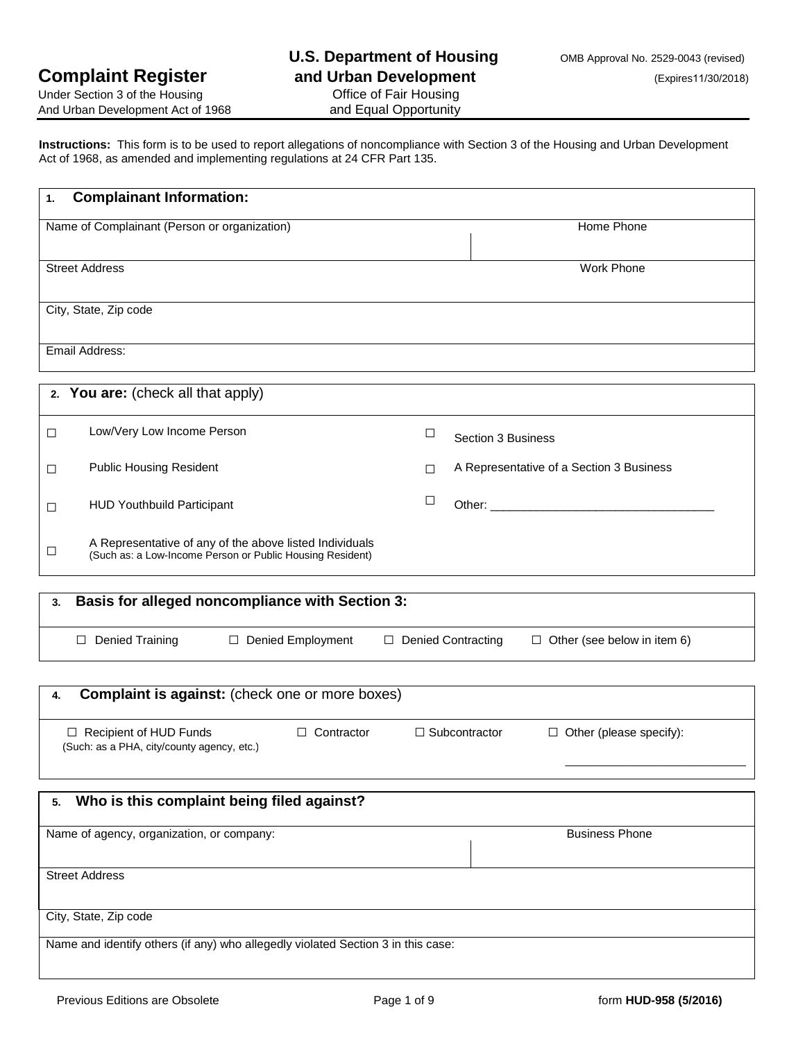# Complaint Register

Under Section 3 of the Housing
And Urban Development Act of 1968

**U.S. Department of Housing and Urban Development**
Office of Fair Housing
and Equal Opportunity

OMB Approval No. 2529-0043 (revised)
(Expires11/30/2018)

**Instructions:** This form is to be used to report allegations of noncompliance with Section 3 of the Housing and Urban Development Act of 1968, as amended and implementing regulations at 24 CFR Part 135.

## 1. Complainant Information:

| Name of Complainant (Person or organization) | Home Phone |
|---|---|
| Street Address | Work Phone |
| City, State, Zip code | |
| Email Address: | |

## 2. You are: (check all that apply)

| | |
|---|---|
| ☐ Low/Very Low Income Person | ☐ Section 3 Business |
| ☐ Public Housing Resident | ☐ A Representative of a Section 3 Business |
| ☐ HUD Youthbuild Participant | ☐ Other: ______________________________ |
| ☐ A Representative of any of the above listed Individuals (Such as: a Low-Income Person or Public Housing Resident) | |

## 3. Basis for alleged noncompliance with Section 3:

☐ Denied Training ☐ Denied Employment ☐ Denied Contracting ☐ Other (see below in item 6)

## 4. Complaint is against: (check one or more boxes)

☐ Recipient of HUD Funds (Such: as a PHA, city/county agency, etc.) ☐ Contractor ☐ Subcontractor ☐ Other (please specify): ________________________

## 5. Who is this complaint being filed against?

| Name of agency, organization, or company: | Business Phone |
|---|---|
| Street Address | |
| City, State, Zip code | |
| Name and identify others (if any) who allegedly violated Section 3 in this case: | |

Previous Editions are Obsolete

form **HUD-958 (5/2016)**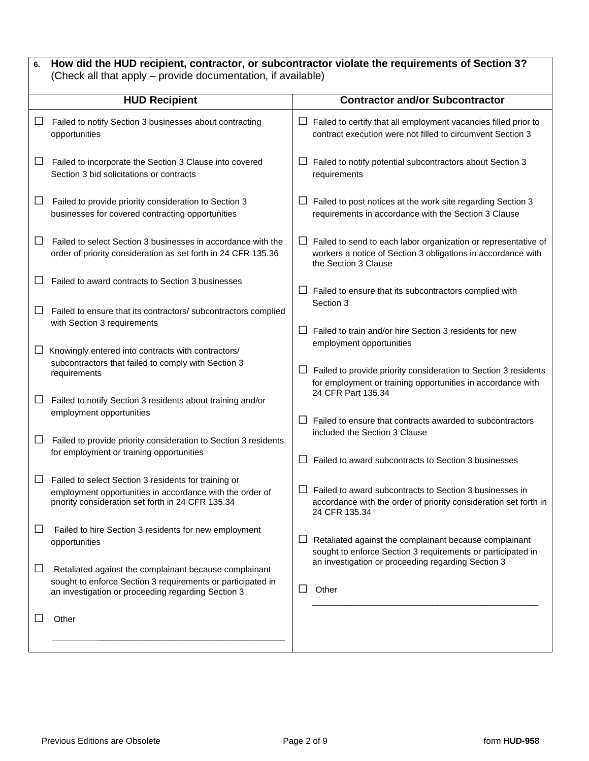**6. How did the HUD recipient, contractor, or subcontractor violate the requirements of Section 3?**
(Check all that apply – provide documentation, if available)

| HUD Recipient | Contractor and/or Subcontractor |
| --- | --- |
| ☐ Failed to notify Section 3 businesses about contracting opportunities | ☐ Failed to certify that all employment vacancies filled prior to contract execution were not filled to circumvent Section 3 |
| ☐ Failed to incorporate the Section 3 Clause into covered Section 3 bid solicitations or contracts | ☐ Failed to notify potential subcontractors about Section 3 requirements |
| ☐ Failed to provide priority consideration to Section 3 businesses for covered contracting opportunities | ☐ Failed to post notices at the work site regarding Section 3 requirements in accordance with the Section 3 Clause |
| ☐ Failed to select Section 3 businesses in accordance with the order of priority consideration as set forth in 24 CFR 135.36 | ☐ Failed to send to each labor organization or representative of workers a notice of Section 3 obligations in accordance with the Section 3 Clause |
| ☐ Failed to award contracts to Section 3 businesses | ☐ Failed to ensure that its subcontractors complied with Section 3 |
| ☐ Failed to ensure that its contractors/ subcontractors complied with Section 3 requirements | ☐ Failed to train and/or hire Section 3 residents for new employment opportunities |
| ☐ Knowingly entered into contracts with contractors/ subcontractors that failed to comply with Section 3 requirements | ☐ Failed to provide priority consideration to Section 3 residents for employment or training opportunities in accordance with 24 CFR Part 135.34 |
| ☐ Failed to notify Section 3 residents about training and/or employment opportunities | ☐ Failed to ensure that contracts awarded to subcontractors included the Section 3 Clause |
| ☐ Failed to provide priority consideration to Section 3 residents for employment or training opportunities | ☐ Failed to award subcontracts to Section 3 businesses |
| ☐ Failed to select Section 3 residents for training or employment opportunities in accordance with the order of priority consideration set forth in 24 CFR 135.34 | ☐ Failed to award subcontracts to Section 3 businesses in accordance with the order of priority consideration set forth in 24 CFR 135.34 |
| ☐ Failed to hire Section 3 residents for new employment opportunities | ☐ Retaliated against the complainant because complainant sought to enforce Section 3 requirements or participated in an investigation or proceeding regarding Section 3 |
| ☐ Retaliated against the complainant because complainant sought to enforce Section 3 requirements or participated in an investigation or proceeding regarding Section 3 | ☐ Other ______________________________ |
| ☐ Other ______________________________ | |

Previous Editions are Obsolete

form **HUD-958**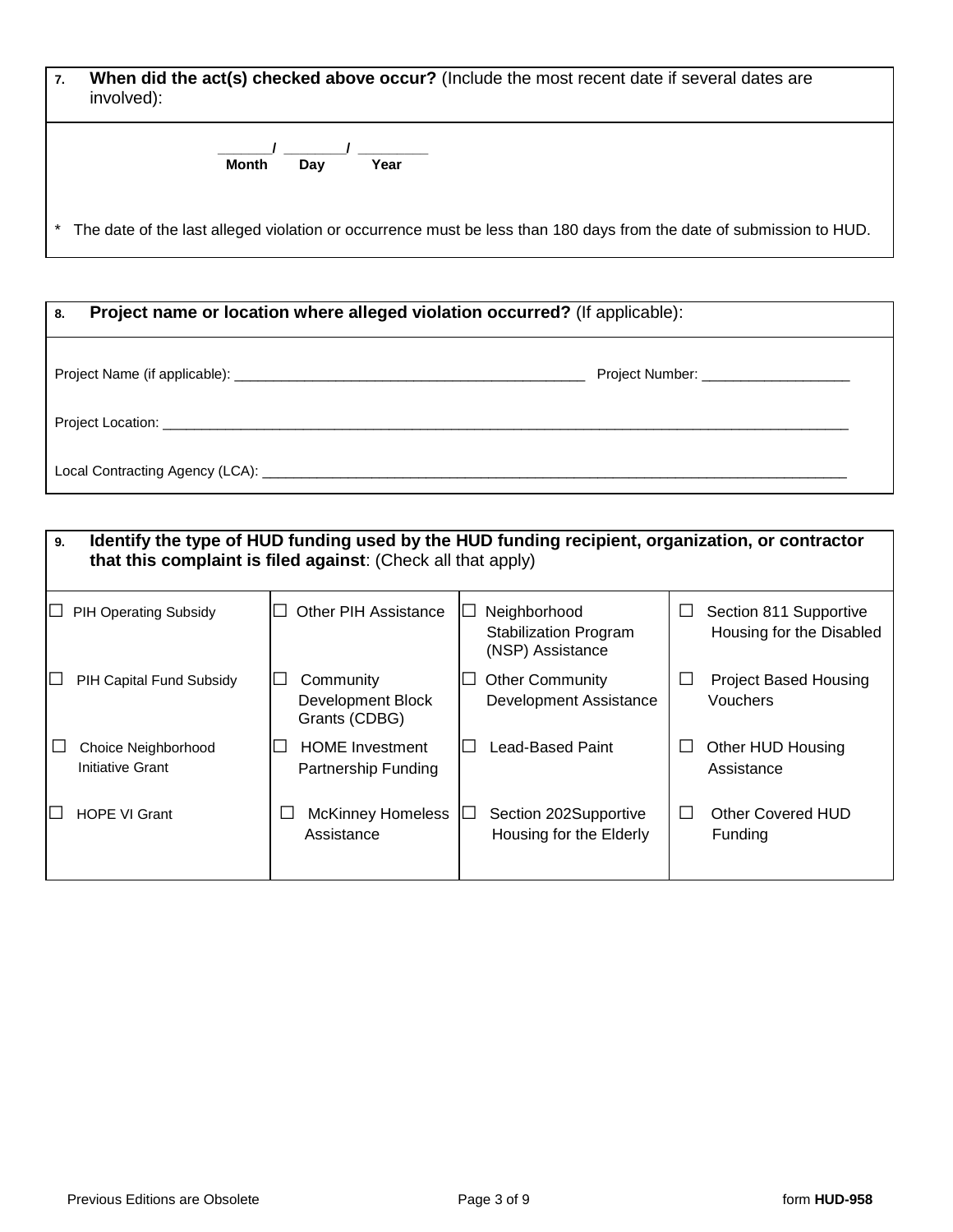**7. When did the act(s) checked above occur?** (Include the most recent date if several dates are involved):

______/ _______/ ________
**Month** **Day** **Year**

\* The date of the last alleged violation or occurrence must be less than 180 days from the date of submission to HUD.

**8. Project name or location where alleged violation occurred?** (If applicable):

Project Name (if applicable): _____________________________________________ Project Number: ___________________

Project Location: ___________________________________________________________________________________________

Local Contracting Agency (LCA): ___________________________________________________________________________

**9. Identify the type of HUD funding used by the HUD funding recipient, organization, or contractor that this complaint is filed against**: (Check all that apply)

| | | | |
|---|---|---|---|
| ☐ PIH Operating Subsidy | ☐ Other PIH Assistance | ☐ Neighborhood Stabilization Program (NSP) Assistance | ☐ Section 811 Supportive Housing for the Disabled |
| ☐ PIH Capital Fund Subsidy | ☐ Community Development Block Grants (CDBG) | ☐ Other Community Development Assistance | ☐ Project Based Housing Vouchers |
| ☐ Choice Neighborhood Initiative Grant | ☐ HOME Investment Partnership Funding | ☐ Lead-Based Paint | ☐ Other HUD Housing Assistance |
| ☐ HOPE VI Grant | ☐ McKinney Homeless Assistance | ☐ Section 202Supportive Housing for the Elderly | ☐ Other Covered HUD Funding |

Previous Editions are Obsolete form **HUD-958**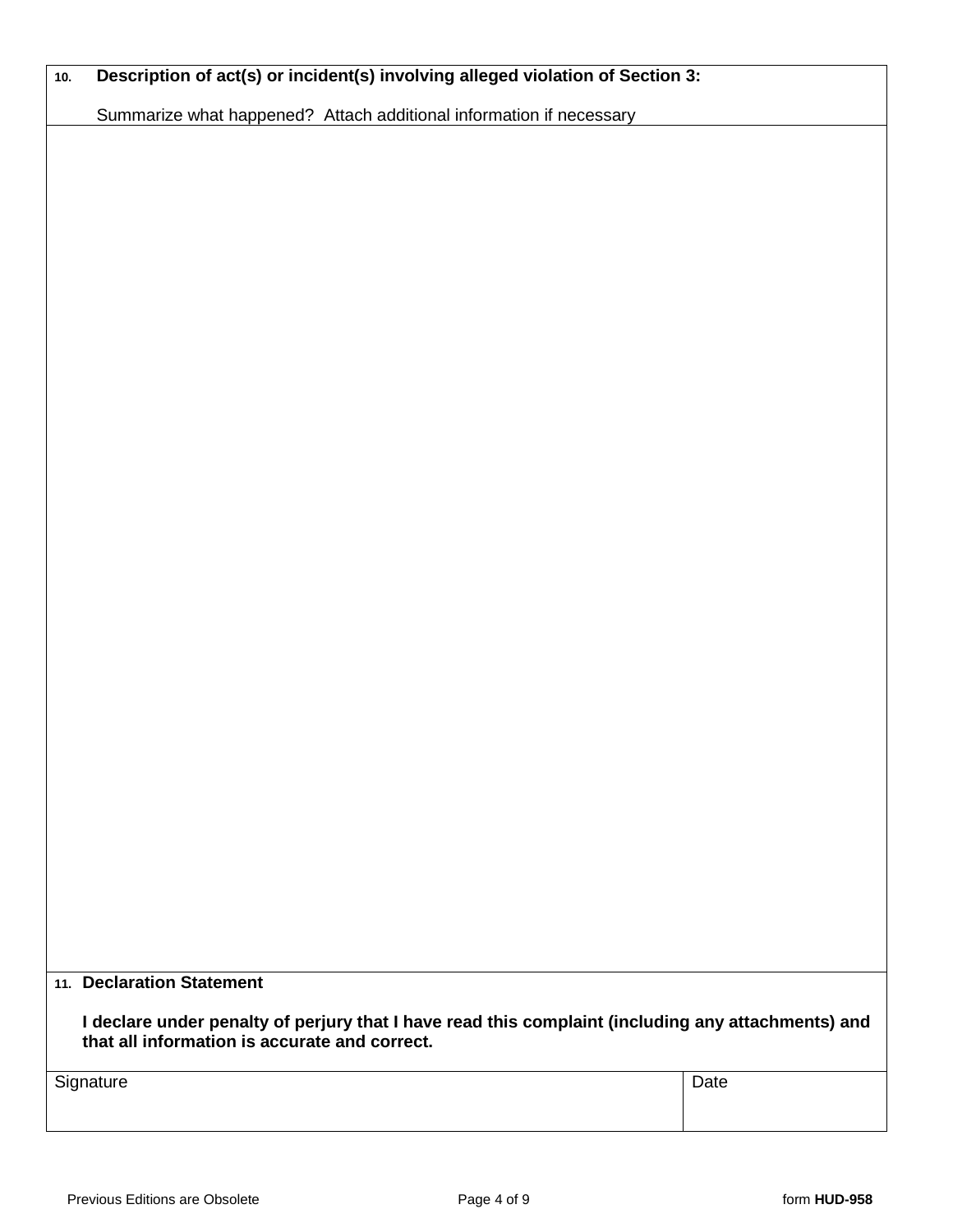**10. Description of act(s) or incident(s) involving alleged violation of Section 3:**

Summarize what happened? Attach additional information if necessary

**11. Declaration Statement**

**I declare under penalty of perjury that I have read this complaint (including any attachments) and that all information is accurate and correct.**

| Signature | Date |
| --- | --- |
| | |

Previous Editions are Obsolete

form **HUD-958**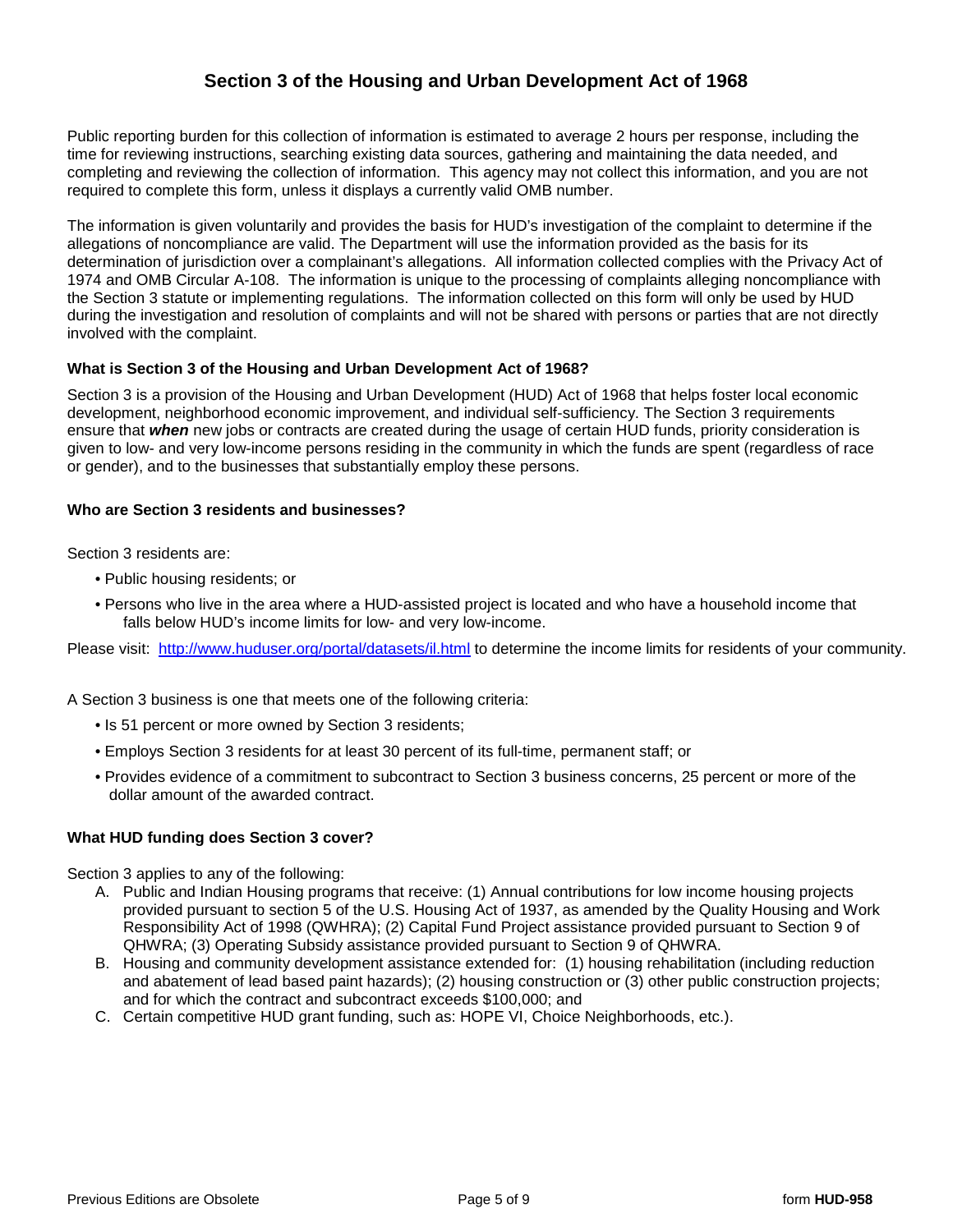# Section 3 of the Housing and Urban Development Act of 1968

Public reporting burden for this collection of information is estimated to average 2 hours per response, including the time for reviewing instructions, searching existing data sources, gathering and maintaining the data needed, and completing and reviewing the collection of information. This agency may not collect this information, and you are not required to complete this form, unless it displays a currently valid OMB number.

The information is given voluntarily and provides the basis for HUD's investigation of the complaint to determine if the allegations of noncompliance are valid. The Department will use the information provided as the basis for its determination of jurisdiction over a complainant's allegations. All information collected complies with the Privacy Act of 1974 and OMB Circular A-108. The information is unique to the processing of complaints alleging noncompliance with the Section 3 statute or implementing regulations. The information collected on this form will only be used by HUD during the investigation and resolution of complaints and will not be shared with persons or parties that are not directly involved with the complaint.

### What is Section 3 of the Housing and Urban Development Act of 1968?

Section 3 is a provision of the Housing and Urban Development (HUD) Act of 1968 that helps foster local economic development, neighborhood economic improvement, and individual self-sufficiency. The Section 3 requirements ensure that ***when*** new jobs or contracts are created during the usage of certain HUD funds, priority consideration is given to low- and very low-income persons residing in the community in which the funds are spent (regardless of race or gender), and to the businesses that substantially employ these persons.

### Who are Section 3 residents and businesses?

Section 3 residents are:

- Public housing residents; or
- Persons who live in the area where a HUD-assisted project is located and who have a household income that falls below HUD's income limits for low- and very low-income.

Please visit: http://www.huduser.org/portal/datasets/il.html to determine the income limits for residents of your community.

A Section 3 business is one that meets one of the following criteria:

- Is 51 percent or more owned by Section 3 residents;
- Employs Section 3 residents for at least 30 percent of its full-time, permanent staff; or
- Provides evidence of a commitment to subcontract to Section 3 business concerns, 25 percent or more of the dollar amount of the awarded contract.

### What HUD funding does Section 3 cover?

Section 3 applies to any of the following:

A. Public and Indian Housing programs that receive: (1) Annual contributions for low income housing projects provided pursuant to section 5 of the U.S. Housing Act of 1937, as amended by the Quality Housing and Work Responsibility Act of 1998 (QWHRA); (2) Capital Fund Project assistance provided pursuant to Section 9 of QHWRA; (3) Operating Subsidy assistance provided pursuant to Section 9 of QHWRA.

B. Housing and community development assistance extended for: (1) housing rehabilitation (including reduction and abatement of lead based paint hazards); (2) housing construction or (3) other public construction projects; and for which the contract and subcontract exceeds $100,000; and

C. Certain competitive HUD grant funding, such as: HOPE VI, Choice Neighborhoods, etc.).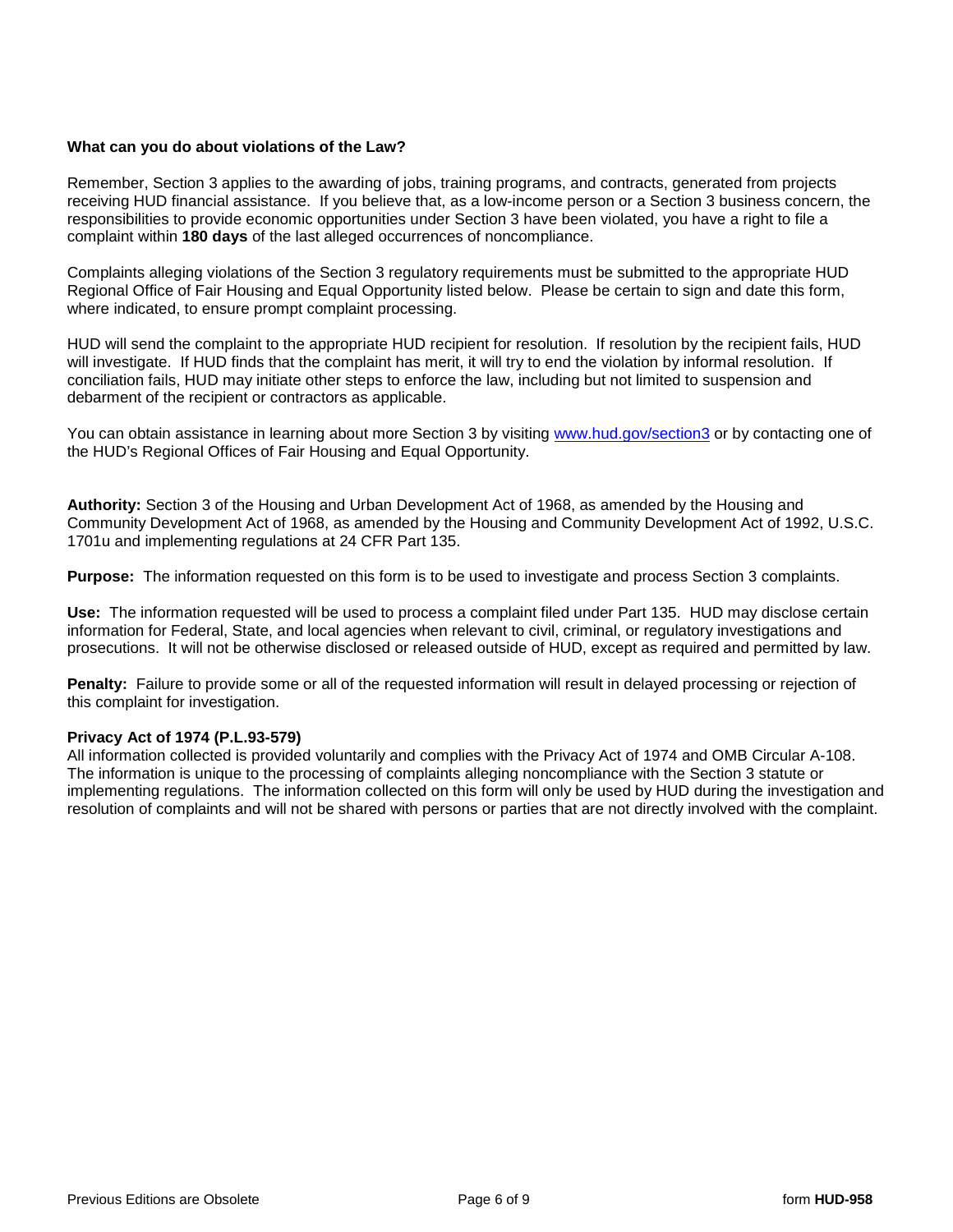### What can you do about violations of the Law?

Remember, Section 3 applies to the awarding of jobs, training programs, and contracts, generated from projects receiving HUD financial assistance. If you believe that, as a low-income person or a Section 3 business concern, the responsibilities to provide economic opportunities under Section 3 have been violated, you have a right to file a complaint within **180 days** of the last alleged occurrences of noncompliance.

Complaints alleging violations of the Section 3 regulatory requirements must be submitted to the appropriate HUD Regional Office of Fair Housing and Equal Opportunity listed below. Please be certain to sign and date this form, where indicated, to ensure prompt complaint processing.

HUD will send the complaint to the appropriate HUD recipient for resolution. If resolution by the recipient fails, HUD will investigate. If HUD finds that the complaint has merit, it will try to end the violation by informal resolution. If conciliation fails, HUD may initiate other steps to enforce the law, including but not limited to suspension and debarment of the recipient or contractors as applicable.

You can obtain assistance in learning about more Section 3 by visiting [www.hud.gov/section3](www.hud.gov/section3) or by contacting one of the HUD's Regional Offices of Fair Housing and Equal Opportunity.

**Authority:** Section 3 of the Housing and Urban Development Act of 1968, as amended by the Housing and Community Development Act of 1968, as amended by the Housing and Community Development Act of 1992, U.S.C. 1701u and implementing regulations at 24 CFR Part 135.

**Purpose:** The information requested on this form is to be used to investigate and process Section 3 complaints.

**Use:** The information requested will be used to process a complaint filed under Part 135. HUD may disclose certain information for Federal, State, and local agencies when relevant to civil, criminal, or regulatory investigations and prosecutions. It will not be otherwise disclosed or released outside of HUD, except as required and permitted by law.

**Penalty:** Failure to provide some or all of the requested information will result in delayed processing or rejection of this complaint for investigation.

**Privacy Act of 1974 (P.L.93-579)**
All information collected is provided voluntarily and complies with the Privacy Act of 1974 and OMB Circular A-108. The information is unique to the processing of complaints alleging noncompliance with the Section 3 statute or implementing regulations. The information collected on this form will only be used by HUD during the investigation and resolution of complaints and will not be shared with persons or parties that are not directly involved with the complaint.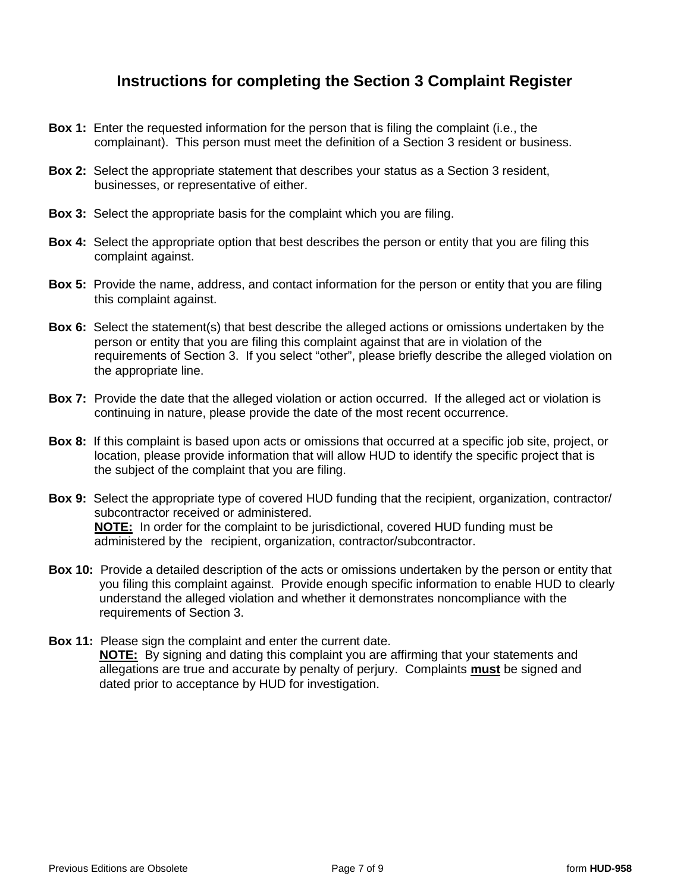## Instructions for completing the Section 3 Complaint Register

**Box 1:** Enter the requested information for the person that is filing the complaint (i.e., the complainant). This person must meet the definition of a Section 3 resident or business.

**Box 2:** Select the appropriate statement that describes your status as a Section 3 resident, businesses, or representative of either.

**Box 3:** Select the appropriate basis for the complaint which you are filing.

**Box 4:** Select the appropriate option that best describes the person or entity that you are filing this complaint against.

**Box 5:** Provide the name, address, and contact information for the person or entity that you are filing this complaint against.

**Box 6:** Select the statement(s) that best describe the alleged actions or omissions undertaken by the person or entity that you are filing this complaint against that are in violation of the requirements of Section 3. If you select "other", please briefly describe the alleged violation on the appropriate line.

**Box 7:** Provide the date that the alleged violation or action occurred. If the alleged act or violation is continuing in nature, please provide the date of the most recent occurrence.

**Box 8:** If this complaint is based upon acts or omissions that occurred at a specific job site, project, or location, please provide information that will allow HUD to identify the specific project that is the subject of the complaint that you are filing.

**Box 9:** Select the appropriate type of covered HUD funding that the recipient, organization, contractor/ subcontractor received or administered.
**NOTE:** In order for the complaint to be jurisdictional, covered HUD funding must be administered by the recipient, organization, contractor/subcontractor.

**Box 10:** Provide a detailed description of the acts or omissions undertaken by the person or entity that you filing this complaint against. Provide enough specific information to enable HUD to clearly understand the alleged violation and whether it demonstrates noncompliance with the requirements of Section 3.

**Box 11:** Please sign the complaint and enter the current date.
**NOTE:** By signing and dating this complaint you are affirming that your statements and allegations are true and accurate by penalty of perjury. Complaints **must** be signed and dated prior to acceptance by HUD for investigation.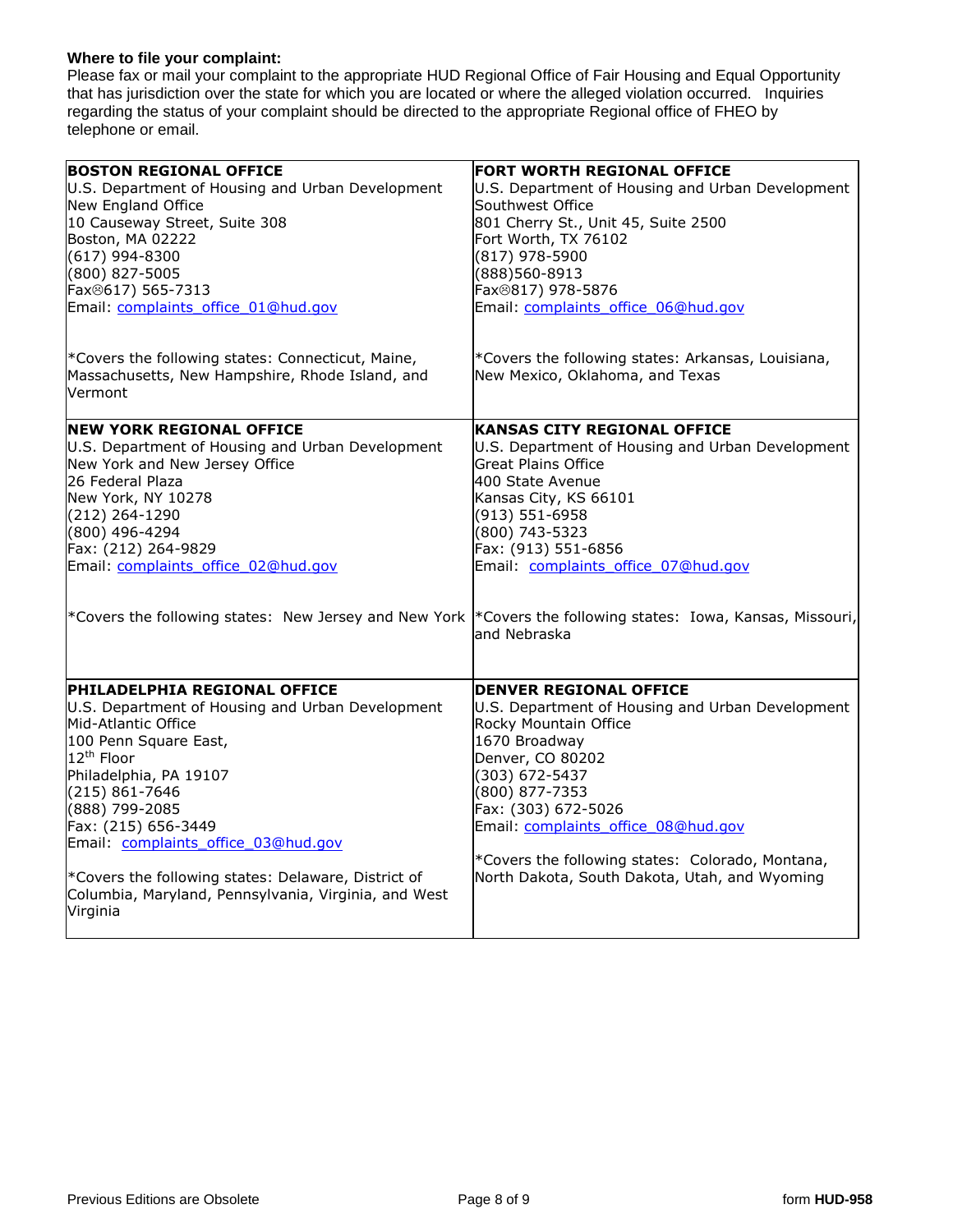**Where to file your complaint:**
Please fax or mail your complaint to the appropriate HUD Regional Office of Fair Housing and Equal Opportunity that has jurisdiction over the state for which you are located or where the alleged violation occurred. Inquiries regarding the status of your complaint should be directed to the appropriate Regional office of FHEO by telephone or email.

| | |
|---|---|
| **BOSTON REGIONAL OFFICE**<br>U.S. Department of Housing and Urban Development<br>New England Office<br>10 Causeway Street, Suite 308<br>Boston, MA 02222<br>(617) 994-8300<br>(800) 827-5005<br>Fax☹617) 565-7313<br>Email: complaints_office_01@hud.gov<br><br>*Covers the following states: Connecticut, Maine, Massachusetts, New Hampshire, Rhode Island, and Vermont | **FORT WORTH REGIONAL OFFICE**<br>U.S. Department of Housing and Urban Development<br>Southwest Office<br>801 Cherry St., Unit 45, Suite 2500<br>Fort Worth, TX 76102<br>(817) 978-5900<br>(888)560-8913<br>Fax☹817) 978-5876<br>Email: complaints_office_06@hud.gov<br><br>*Covers the following states: Arkansas, Louisiana, New Mexico, Oklahoma, and Texas |
| **NEW YORK REGIONAL OFFICE**<br>U.S. Department of Housing and Urban Development<br>New York and New Jersey Office<br>26 Federal Plaza<br>New York, NY 10278<br>(212) 264-1290<br>(800) 496-4294<br>Fax: (212) 264-9829<br>Email: complaints_office_02@hud.gov<br><br>*Covers the following states: New Jersey and New York | **KANSAS CITY REGIONAL OFFICE**<br>U.S. Department of Housing and Urban Development<br>Great Plains Office<br>400 State Avenue<br>Kansas City, KS 66101<br>(913) 551-6958<br>(800) 743-5323<br>Fax: (913) 551-6856<br>Email: complaints_office_07@hud.gov<br><br>*Covers the following states: Iowa, Kansas, Missouri, and Nebraska |
| **PHILADELPHIA REGIONAL OFFICE**<br>U.S. Department of Housing and Urban Development<br>Mid-Atlantic Office<br>100 Penn Square East,<br>12th Floor<br>Philadelphia, PA 19107<br>(215) 861-7646<br>(888) 799-2085<br>Fax: (215) 656-3449<br>Email: complaints_office_03@hud.gov<br><br>*Covers the following states: Delaware, District of Columbia, Maryland, Pennsylvania, Virginia, and West Virginia | **DENVER REGIONAL OFFICE**<br>U.S. Department of Housing and Urban Development<br>Rocky Mountain Office<br>1670 Broadway<br>Denver, CO 80202<br>(303) 672-5437<br>(800) 877-7353<br>Fax: (303) 672-5026<br>Email: complaints_office_08@hud.gov<br><br>*Covers the following states: Colorado, Montana, North Dakota, South Dakota, Utah, and Wyoming |

Previous Editions are Obsolete

form **HUD-958**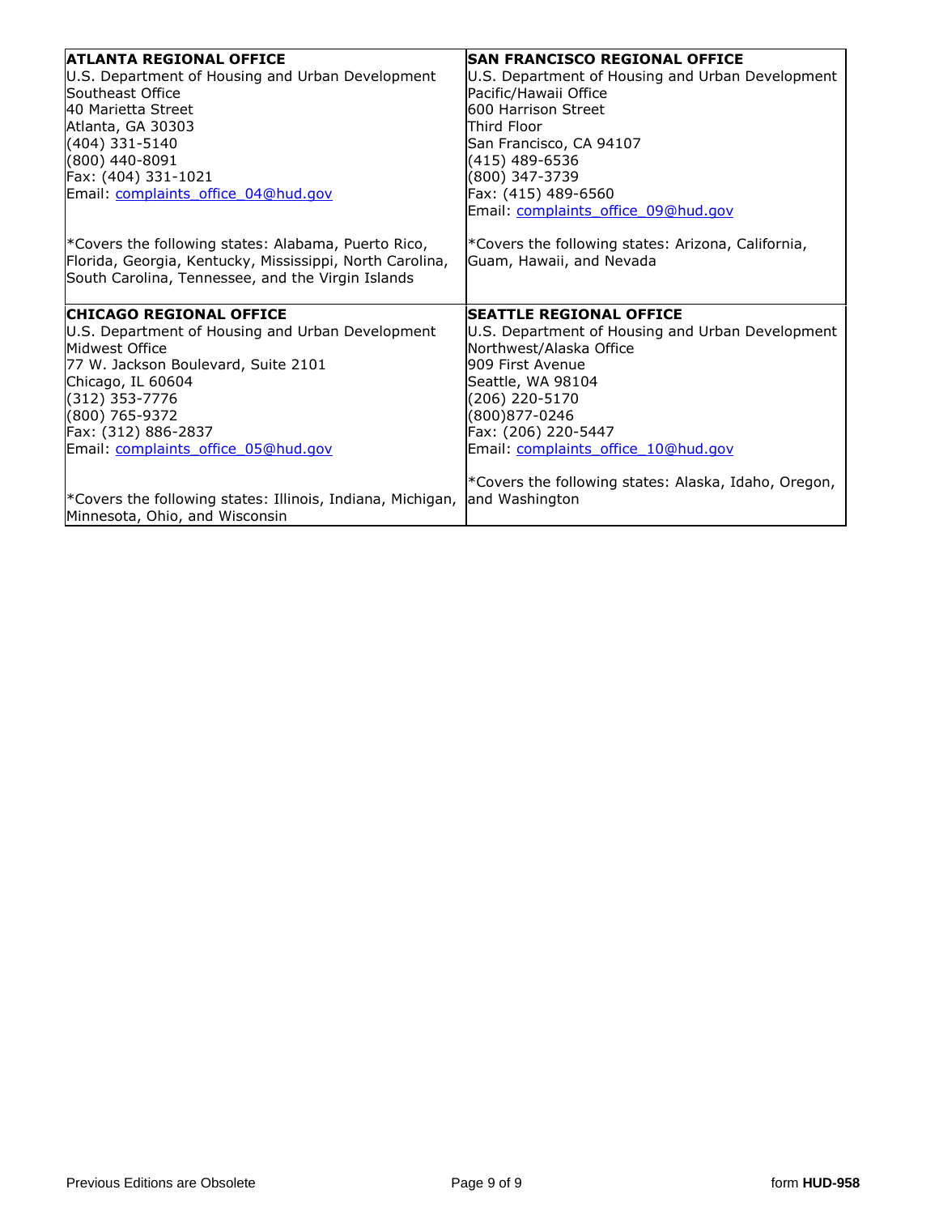| | |
|---|---|
| **ATLANTA REGIONAL OFFICE**<br>U.S. Department of Housing and Urban Development<br>Southeast Office<br>40 Marietta Street<br>Atlanta, GA 30303<br>(404) 331-5140<br>(800) 440-8091<br>Fax: (404) 331-1021<br>Email: complaints_office_04@hud.gov<br><br>*Covers the following states: Alabama, Puerto Rico, Florida, Georgia, Kentucky, Mississippi, North Carolina, South Carolina, Tennessee, and the Virgin Islands | **SAN FRANCISCO REGIONAL OFFICE**<br>U.S. Department of Housing and Urban Development<br>Pacific/Hawaii Office<br>600 Harrison Street<br>Third Floor<br>San Francisco, CA 94107<br>(415) 489-6536<br>(800) 347-3739<br>Fax: (415) 489-6560<br>Email: complaints_office_09@hud.gov<br><br>*Covers the following states: Arizona, California, Guam, Hawaii, and Nevada |
| **CHICAGO REGIONAL OFFICE**<br>U.S. Department of Housing and Urban Development<br>Midwest Office<br>77 W. Jackson Boulevard, Suite 2101<br>Chicago, IL 60604<br>(312) 353-7776<br>(800) 765-9372<br>Fax: (312) 886-2837<br>Email: complaints_office_05@hud.gov<br><br>*Covers the following states: Illinois, Indiana, Michigan, Minnesota, Ohio, and Wisconsin | **SEATTLE REGIONAL OFFICE**<br>U.S. Department of Housing and Urban Development<br>Northwest/Alaska Office<br>909 First Avenue<br>Seattle, WA 98104<br>(206) 220-5170<br>(800)877-0246<br>Fax: (206) 220-5447<br>Email: complaints_office_10@hud.gov<br><br>*Covers the following states: Alaska, Idaho, Oregon, and Washington |

Previous Editions are Obsolete

form **HUD-958**